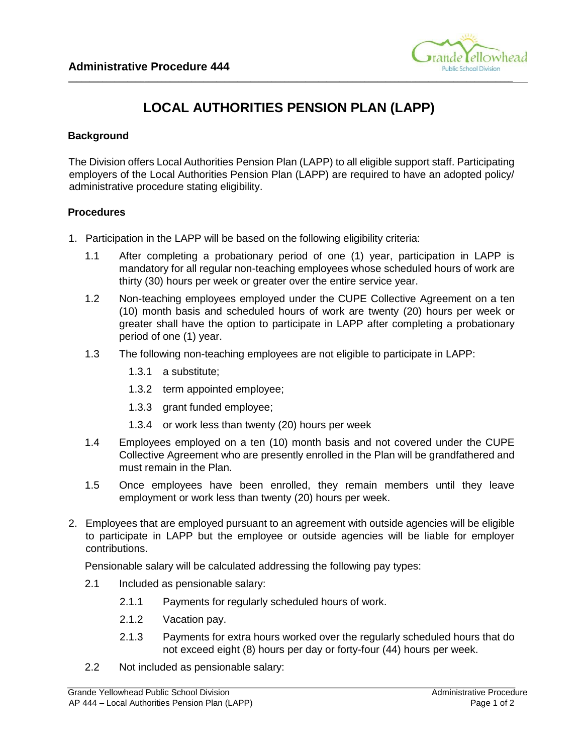**Administrative Procedure 444**

# LOCAL AUTHORITIES PENSION PLAN (LAPP)

## Background

The Division offers Local Authorities Pension Plan (LAPP) to all eligible support staff. Participating employers of the Local Authorities Pension Plan (LAPP) are required to have an adopted policy/ administrative procedure stating eligibility.

## Procedures

1. Participation in the LAPP will be based on the following eligibility criteria:

   1.1 After completing a probationary period of one (1) year, participation in LAPP is mandatory for all regular non-teaching employees whose scheduled hours of work are thirty (30) hours per week or greater over the entire service year.

   1.2 Non-teaching employees employed under the CUPE Collective Agreement on a ten (10) month basis and scheduled hours of work are twenty (20) hours per week or greater shall have the option to participate in LAPP after completing a probationary period of one (1) year.

   1.3 The following non-teaching employees are not eligible to participate in LAPP:

      1.3.1 a substitute;

      1.3.2 term appointed employee;

      1.3.3 grant funded employee;

      1.3.4 or work less than twenty (20) hours per week

   1.4 Employees employed on a ten (10) month basis and not covered under the CUPE Collective Agreement who are presently enrolled in the Plan will be grandfathered and must remain in the Plan.

   1.5 Once employees have been enrolled, they remain members until they leave employment or work less than twenty (20) hours per week.

2. Employees that are employed pursuant to an agreement with outside agencies will be eligible to participate in LAPP but the employee or outside agencies will be liable for employer contributions.

   Pensionable salary will be calculated addressing the following pay types:

   2.1 Included as pensionable salary:

      2.1.1 Payments for regularly scheduled hours of work.

      2.1.2 Vacation pay.

      2.1.3 Payments for extra hours worked over the regularly scheduled hours that do not exceed eight (8) hours per day or forty-four (44) hours per week.

   2.2 Not included as pensionable salary: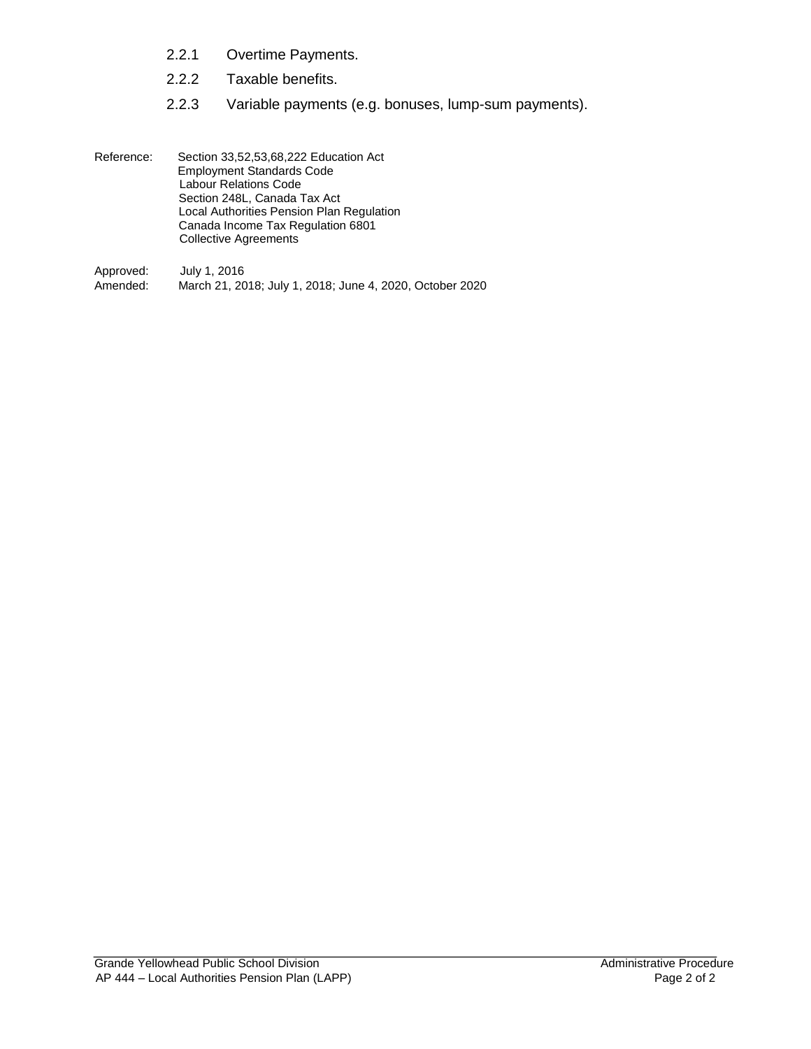2.2.1 Overtime Payments.

2.2.2 Taxable benefits.

2.2.3 Variable payments (e.g. bonuses, lump-sum payments).

Reference: Section 33,52,53,68,222 Education Act
Employment Standards Code
Labour Relations Code
Section 248L, Canada Tax Act
Local Authorities Pension Plan Regulation
Canada Income Tax Regulation 6801
Collective Agreements

Approved: July 1, 2016
Amended: March 21, 2018; July 1, 2018; June 4, 2020, October 2020